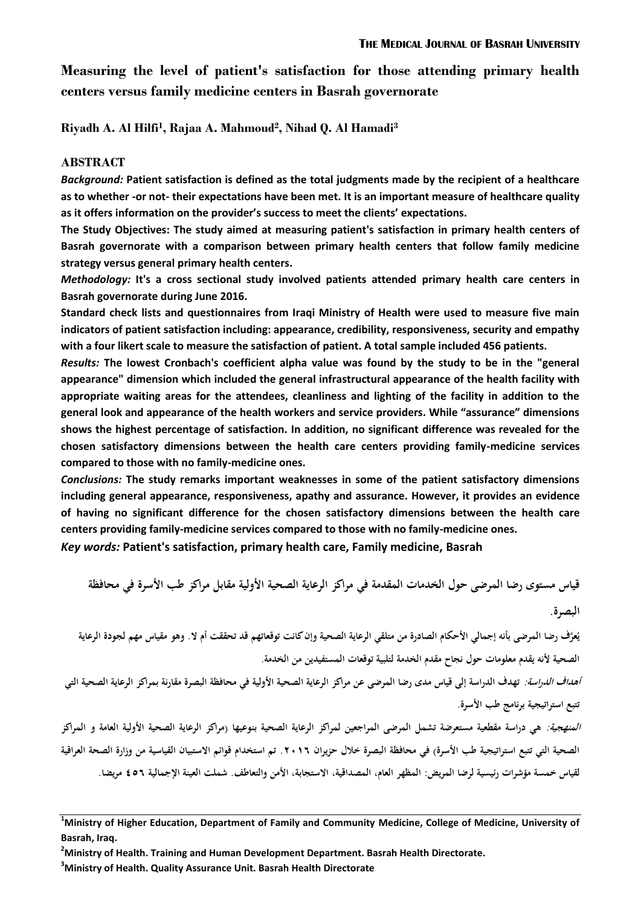# Measuring the level of patient's satisfaction for those attending primary health centers versus family medicine centers in Basrah governorate

**Riyadh A. Al Hilfi[1], Rajaa A. Mahmoud[2], Nihad Q. Al Hamadi[3]**

## ABSTRACT

***Background:*** **Patient satisfaction is defined as the total judgments made by the recipient of a healthcare as to whether -or not- their expectations have been met. It is an important measure of healthcare quality as it offers information on the provider's success to meet the clients' expectations.**

**The Study Objectives: The study aimed at measuring patient's satisfaction in primary health centers of Basrah governorate with a comparison between primary health centers that follow family medicine strategy versus general primary health centers.**

***Methodology:*** **It's a cross sectional study involved patients attended primary health care centers in Basrah governorate during June 2016.**

**Standard check lists and questionnaires from Iraqi Ministry of Health were used to measure five main indicators of patient satisfaction including: appearance, credibility, responsiveness, security and empathy with a four likert scale to measure the satisfaction of patient. A total sample included 456 patients.**

***Results:*** **The lowest Cronbach's coefficient alpha value was found by the study to be in the "general appearance" dimension which included the general infrastructural appearance of the health facility with appropriate waiting areas for the attendees, cleanliness and lighting of the facility in addition to the general look and appearance of the health workers and service providers. While "assurance" dimensions shows the highest percentage of satisfaction. In addition, no significant difference was revealed for the chosen satisfactory dimensions between the health care centers providing family-medicine services compared to those with no family-medicine ones.**

***Conclusions:*** **The study remarks important weaknesses in some of the patient satisfactory dimensions including general appearance, responsiveness, apathy and assurance. However, it provides an evidence of having no significant difference for the chosen satisfactory dimensions between the health care centers providing family-medicine services compared to those with no family-medicine ones.**

***Key words:*** **Patient's satisfaction, primary health care, Family medicine, Basrah**

## قياس مستوى رضا المرضى حول الخدمات المقدمة في مراكز الرعاية الصحية الأولية مقابل مراكز طب الأسرة في محافظة البصرة.

**يُعرَّف رضا المرضى بأنه إجمالي الأحكام الصادرة من متلقي الرعاية الصحية وإن كانت توقعاتهم قد تحققت أم لا. وهو مقياس مهم لجودة الرعاية الصحية لأنه يقدم معلومات حول نجاح مقدم الخدمة لتلبية توقعات المستفيدين من الخدمة.**

***أهداف الدراسة:*** **تهدف الدراسة إلى قياس مدى رضا المرضى عن مراكز الرعاية الصحية الأولية في محافظة البصرة مقارنة بمراكز الرعاية الصحية التي تتبع استراتيجية برنامج طب الأسرة.**

***المنهجية:*** **هي دراسة مقطعية مستعرضة تشمل المرضى المراجعين لمراكز الرعاية الصحية بنوعيها (مراكز الرعاية الصحية الأولية العامة و المراكز الصحية التي تتبع استراتيجية طب الأسرة) في محافظة البصرة خلال حزيران ٢٠١٦. تم استخدام قوائم الاستبيان القياسية من وزارة الصحة العراقية لقياس خمسة مؤشرات رئيسية لرضا المريض: المظهر العام، المصداقية، الاستجابة، الأمن والتعاطف. شملت العينة الإجمالية ٤٥٦ مريضا.**

---

[1]**Ministry of Higher Education, Department of Family and Community Medicine, College of Medicine, University of Basrah, Iraq.**

[2]**Ministry of Health. Training and Human Development Department. Basrah Health Directorate.**

[3]**Ministry of Health. Quality Assurance Unit. Basrah Health Directorate**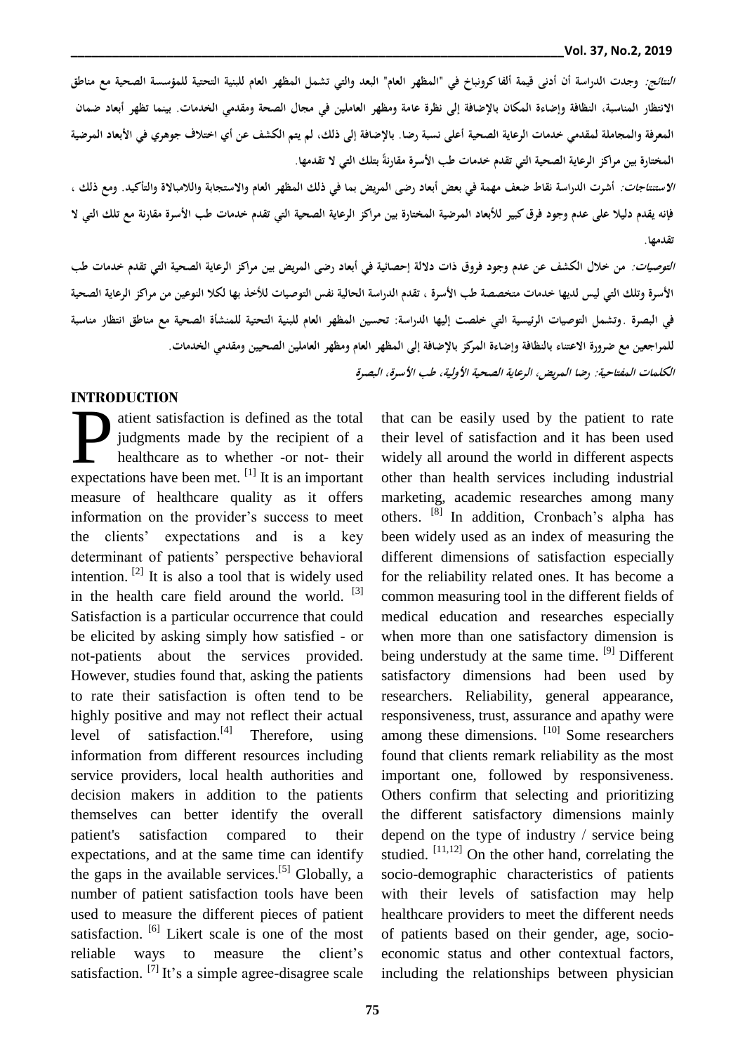*النتائج:* وجدت الدراسة أن أدنى قيمة ألفا كرونباخ في "المظهر العام" البعد والتي تشمل المظهر العام للبنية التحتية للمؤسسة الصحية مع مناطق الانتظار المناسبة، النظافة وإضاءة المكان بالإضافة إلى نظرة عامة ومظهر العاملين في مجال الصحة ومقدمي الخدمات. بينما تظهر أبعاد ضمان المعرفة والمجاملة لمقدمي خدمات الرعاية الصحية أعلى نسبة رضا. بالإضافة إلى ذلك، لم يتم الكشف عن أي اختلاف جوهري في الأبعاد المرضية المختارة بين مراكز الرعاية الصحية التي تقدم خدمات طب الأسرة مقارنةً بتلك التي لا تقدمها.

*الاستنتاجات:* أشرت الدراسة نقاط ضعف مهمة في بعض أبعاد رضى المريض بما في ذلك المظهر العام والاستجابة واللامبالاة والتأكيد. ومع ذلك ، فإنه يقدم دليلا على عدم وجود فرق كبير للأبعاد المرضية المختارة بين مراكز الرعاية الصحية التي تقدم خدمات طب الأسرة مقارنة مع تلك التي لا تقدمها.

*التوصيات:* من خلال الكشف عن عدم وجود فروق ذات دلالة إحصائية في أبعاد رضى المريض بين مراكز الرعاية الصحية التي تقدم خدمات طب الأسرة وتلك التي ليس لديها خدمات متخصصة طب الأسرة ، تقدم الدراسة الحالية نفس التوصيات للأخذ بها لكلا النوعين من مراكز الرعاية الصحية في البصرة .وتشمل التوصيات الرئيسية التي خلصت إليها الدراسة: تحسين المظهر العام للبنية التحتية للمنشأة الصحية مع مناطق انتظار مناسبة للمراجعين مع ضرورة الاعتناء بالنظافة وإضاءة المركز بالإضافة إلى المظهر العام ومظهر العاملين الصحيين ومقدمي الخدمات.

*الكلمات المفتاحية: رضا المريض، الرعاية الصحية الأولية، طب الأسرة، البصرة*

## INTRODUCTION

Patient satisfaction is defined as the total judgments made by the recipient of a healthcare as to whether -or not- their expectations have been met. [1] It is an important measure of healthcare quality as it offers information on the provider's success to meet the clients' expectations and is a key determinant of patients' perspective behavioral intention. [2] It is also a tool that is widely used in the health care field around the world. [3] Satisfaction is a particular occurrence that could be elicited by asking simply how satisfied - or not-patients about the services provided. However, studies found that, asking the patients to rate their satisfaction is often tend to be highly positive and may not reflect their actual level of satisfaction.[4] Therefore, using information from different resources including service providers, local health authorities and decision makers in addition to the patients themselves can better identify the overall patient's satisfaction compared to their expectations, and at the same time can identify the gaps in the available services.[5] Globally, a number of patient satisfaction tools have been used to measure the different pieces of patient satisfaction. [6] Likert scale is one of the most reliable ways to measure the client's satisfaction. [7] It's a simple agree-disagree scale that can be easily used by the patient to rate their level of satisfaction and it has been used widely all around the world in different aspects other than health services including industrial marketing, academic researches among many others. [8] In addition, Cronbach's alpha has been widely used as an index of measuring the different dimensions of satisfaction especially for the reliability related ones. It has become a common measuring tool in the different fields of medical education and researches especially when more than one satisfactory dimension is being understudy at the same time. [9] Different satisfactory dimensions had been used by researchers. Reliability, general appearance, responsiveness, trust, assurance and apathy were among these dimensions. [10] Some researchers found that clients remark reliability as the most important one, followed by responsiveness. Others confirm that selecting and prioritizing the different satisfactory dimensions mainly depend on the type of industry / service being studied. [11,12] On the other hand, correlating the socio-demographic characteristics of patients with their levels of satisfaction may help healthcare providers to meet the different needs of patients based on their gender, age, socio-economic status and other contextual factors, including the relationships between physician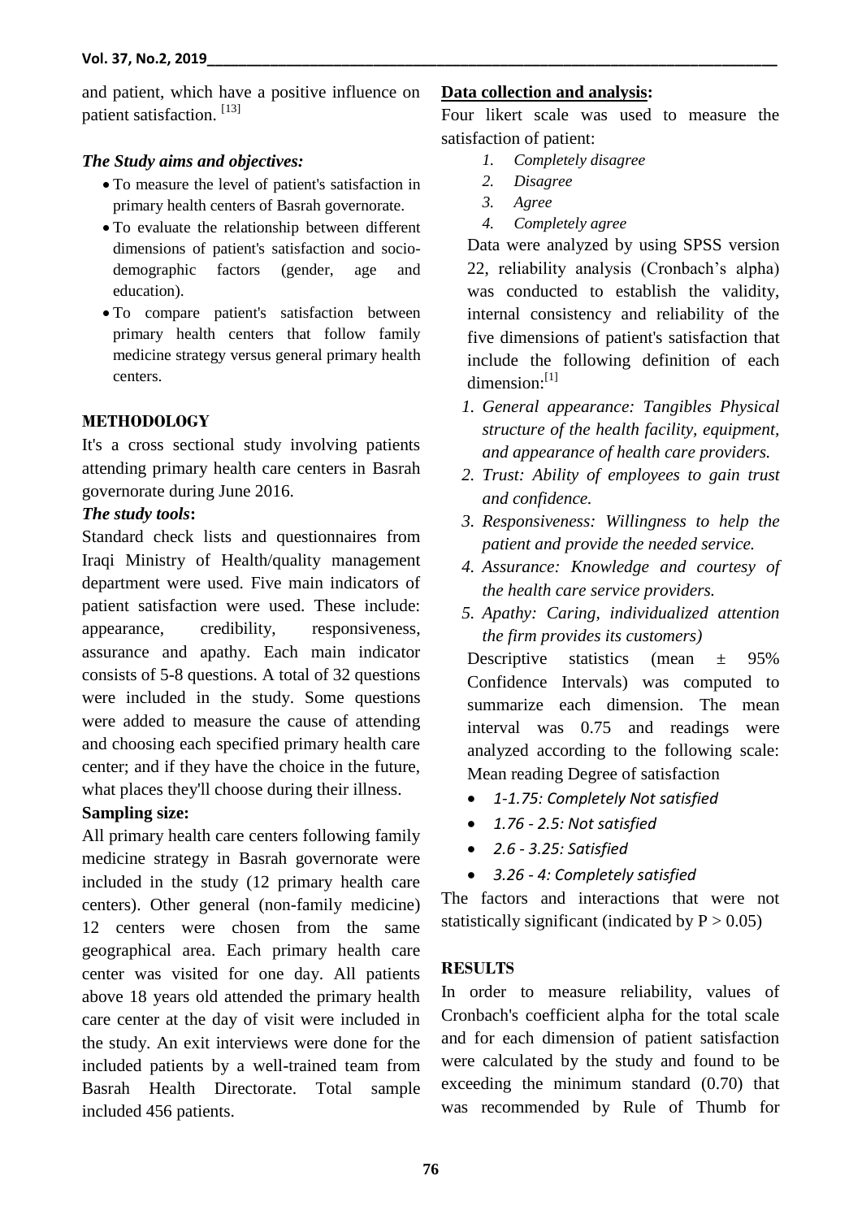and patient, which have a positive influence on patient satisfaction. [13]

### *The Study aims and objectives:*

- To measure the level of patient's satisfaction in primary health centers of Basrah governorate.
- To evaluate the relationship between different dimensions of patient's satisfaction and socio-demographic factors (gender, age and education).
- To compare patient's satisfaction between primary health centers that follow family medicine strategy versus general primary health centers.

## METHODOLOGY

It's a cross sectional study involving patients attending primary health care centers in Basrah governorate during June 2016.

### *The study tools*:

Standard check lists and questionnaires from Iraqi Ministry of Health/quality management department were used. Five main indicators of patient satisfaction were used. These include: appearance, credibility, responsiveness, assurance and apathy. Each main indicator consists of 5-8 questions. A total of 32 questions were included in the study. Some questions were added to measure the cause of attending and choosing each specified primary health care center; and if they have the choice in the future, what places they'll choose during their illness.

### Sampling size:

All primary health care centers following family medicine strategy in Basrah governorate were included in the study (12 primary health care centers). Other general (non-family medicine) 12 centers were chosen from the same geographical area. Each primary health care center was visited for one day. All patients above 18 years old attended the primary health care center at the day of visit were included in the study. An exit interviews were done for the included patients by a well-trained team from Basrah Health Directorate. Total sample included 456 patients.

### <u>Data collection and analysis</u>:

Four likert scale was used to measure the satisfaction of patient:

1. *Completely disagree*
2. *Disagree*
3. *Agree*
4. *Completely agree*

Data were analyzed by using SPSS version 22, reliability analysis (Cronbach's alpha) was conducted to establish the validity, internal consistency and reliability of the five dimensions of patient's satisfaction that include the following definition of each dimension:[1]

1. *General appearance: Tangibles Physical structure of the health facility, equipment, and appearance of health care providers.*
2. *Trust: Ability of employees to gain trust and confidence.*
3. *Responsiveness: Willingness to help the patient and provide the needed service.*
4. *Assurance: Knowledge and courtesy of the health care service providers.*
5. *Apathy: Caring, individualized attention the firm provides its customers)*

Descriptive statistics (mean ± 95% Confidence Intervals) was computed to summarize each dimension. The mean interval was 0.75 and readings were analyzed according to the following scale: Mean reading Degree of satisfaction

- *1-1.75: Completely Not satisfied*
- *1.76 - 2.5: Not satisfied*
- *2.6 - 3.25: Satisfied*
- *3.26 - 4: Completely satisfied*

The factors and interactions that were not statistically significant (indicated by $P > 0.05$)

## RESULTS

In order to measure reliability, values of Cronbach's coefficient alpha for the total scale and for each dimension of patient satisfaction were calculated by the study and found to be exceeding the minimum standard (0.70) that was recommended by Rule of Thumb for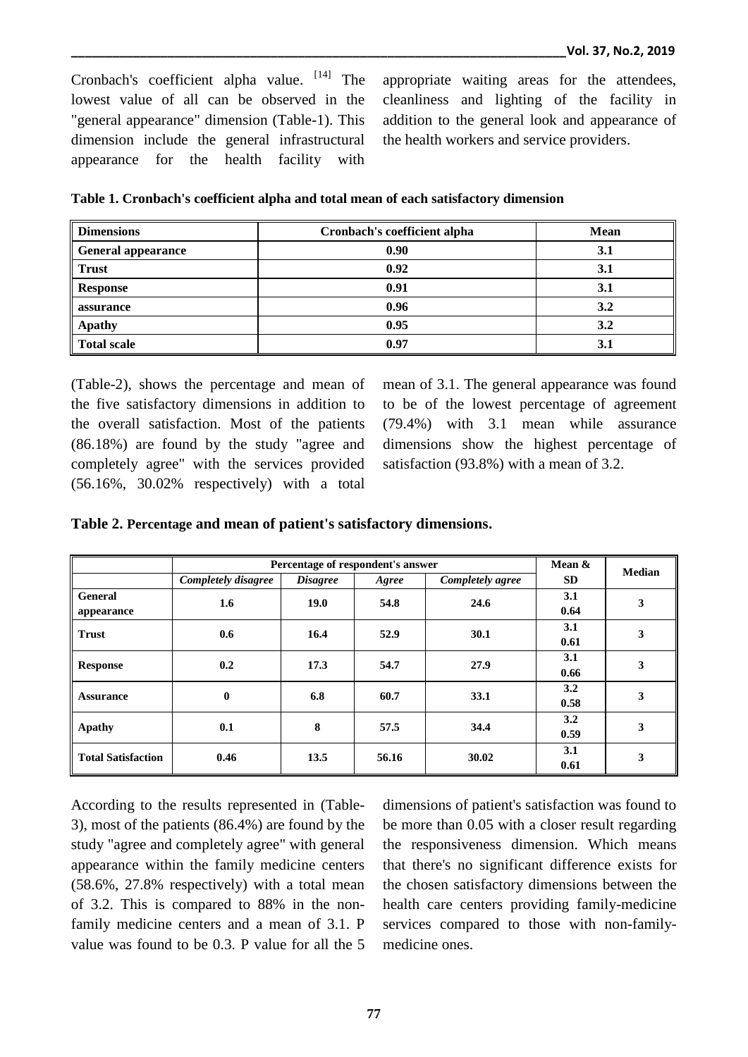Cronbach's coefficient alpha value. [14] The lowest value of all can be observed in the "general appearance" dimension (Table-1). This dimension include the general infrastructural appearance for the health facility with appropriate waiting areas for the attendees, cleanliness and lighting of the facility in addition to the general look and appearance of the health workers and service providers.

**Table 1. Cronbach's coefficient alpha and total mean of each satisfactory dimension**

| Dimensions | Cronbach's coefficient alpha | Mean |
|---|---|---|
| **General appearance** | **0.90** | **3.1** |
| **Trust** | **0.92** | **3.1** |
| **Response** | **0.91** | **3.1** |
| **assurance** | **0.96** | **3.2** |
| **Apathy** | **0.95** | **3.2** |
| **Total scale** | **0.97** | **3.1** |

(Table-2), shows the percentage and mean of the five satisfactory dimensions in addition to the overall satisfaction. Most of the patients (86.18%) are found by the study "agree and completely agree" with the services provided (56.16%, 30.02% respectively) with a total mean of 3.1. The general appearance was found to be of the lowest percentage of agreement (79.4%) with 3.1 mean while assurance dimensions show the highest percentage of satisfaction (93.8%) with a mean of 3.2.

**Table 2. Percentage and mean of patient's satisfactory dimensions.**

| | Percentage of respondent's answer | | | | Mean & SD | Median |
|---|---|---|---|---|---|---|
| | *Completely disagree* | *Disagree* | *Agree* | *Completely agree* | | |
| **General appearance** | **1.6** | **19.0** | **54.8** | **24.6** | **3.1** **0.64** | **3** |
| **Trust** | **0.6** | **16.4** | **52.9** | **30.1** | **3.1** **0.61** | **3** |
| **Response** | **0.2** | **17.3** | **54.7** | **27.9** | **3.1** **0.66** | **3** |
| **Assurance** | **0** | **6.8** | **60.7** | **33.1** | **3.2** **0.58** | **3** |
| **Apathy** | **0.1** | **8** | **57.5** | **34.4** | **3.2** **0.59** | **3** |
| **Total Satisfaction** | **0.46** | **13.5** | **56.16** | **30.02** | **3.1** **0.61** | **3** |

According to the results represented in (Table-3), most of the patients (86.4%) are found by the study "agree and completely agree" with general appearance within the family medicine centers (58.6%, 27.8% respectively) with a total mean of 3.2. This is compared to 88% in the non-family medicine centers and a mean of 3.1. P value was found to be 0.3. P value for all the 5 dimensions of patient's satisfaction was found to be more than 0.05 with a closer result regarding the responsiveness dimension. Which means that there's no significant difference exists for the chosen satisfactory dimensions between the health care centers providing family-medicine services compared to those with non-family-medicine ones.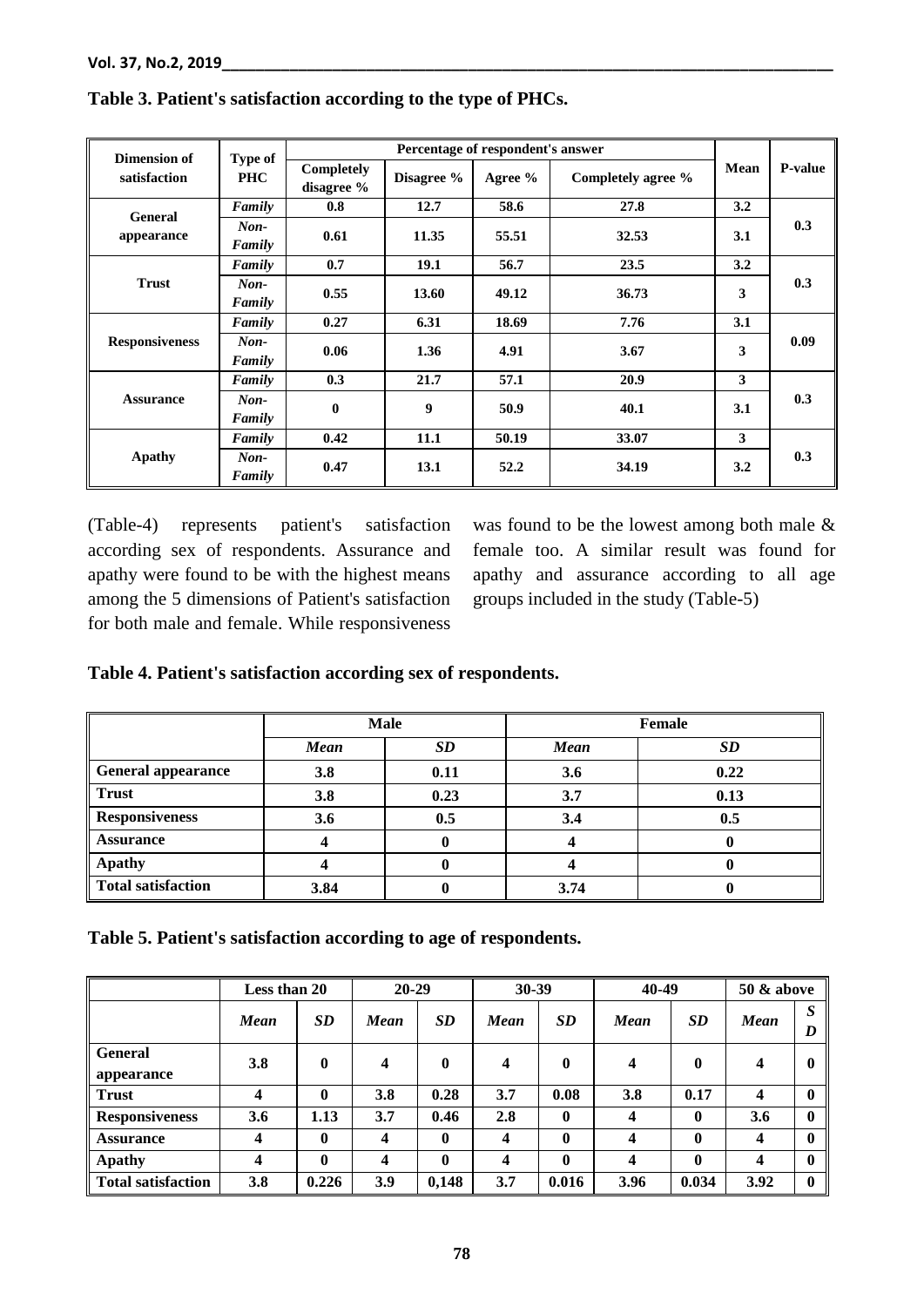**Table 3. Patient's satisfaction according to the type of PHCs.**

| Dimension of satisfaction | Type of PHC | Percentage of respondent's answer | | | | Mean | P-value |
|---|---|---|---|---|---|---|---|
| | | Completely disagree % | Disagree % | Agree % | Completely agree % | | |
| General appearance | *Family* | 0.8 | 12.7 | 58.6 | 27.8 | 3.2 | 0.3 |
| | *Non-Family* | 0.61 | 11.35 | 55.51 | 32.53 | 3.1 | |
| Trust | *Family* | 0.7 | 19.1 | 56.7 | 23.5 | 3.2 | 0.3 |
| | *Non-Family* | 0.55 | 13.60 | 49.12 | 36.73 | 3 | |
| Responsiveness | *Family* | 0.27 | 6.31 | 18.69 | 7.76 | 3.1 | 0.09 |
| | *Non-Family* | 0.06 | 1.36 | 4.91 | 3.67 | 3 | |
| Assurance | *Family* | 0.3 | 21.7 | 57.1 | 20.9 | 3 | 0.3 |
| | *Non-Family* | 0 | 9 | 50.9 | 40.1 | 3.1 | |
| Apathy | *Family* | 0.42 | 11.1 | 50.19 | 33.07 | 3 | 0.3 |
| | *Non-Family* | 0.47 | 13.1 | 52.2 | 34.19 | 3.2 | |

(Table-4) represents patient's satisfaction according sex of respondents. Assurance and apathy were found to be with the highest means among the 5 dimensions of Patient's satisfaction for both male and female. While responsiveness was found to be the lowest among both male & female too. A similar result was found for apathy and assurance according to all age groups included in the study (Table-5)

**Table 4. Patient's satisfaction according sex of respondents.**

| | Male | | Female | |
|---|---|---|---|---|
| | *Mean* | *SD* | *Mean* | *SD* |
| **General appearance** | 3.8 | 0.11 | 3.6 | 0.22 |
| **Trust** | 3.8 | 0.23 | 3.7 | 0.13 |
| **Responsiveness** | 3.6 | 0.5 | 3.4 | 0.5 |
| **Assurance** | 4 | 0 | 4 | 0 |
| **Apathy** | 4 | 0 | 4 | 0 |
| **Total satisfaction** | 3.84 | 0 | 3.74 | 0 |

**Table 5. Patient's satisfaction according to age of respondents.**

| | Less than 20 | | 20-29 | | 30-39 | | 40-49 | | 50 & above | |
|---|---|---|---|---|---|---|---|---|---|---|
| | *Mean* | *SD* | *Mean* | *SD* | *Mean* | *SD* | *Mean* | *SD* | *Mean* | *SD* |
| **General appearance** | 3.8 | 0 | 4 | 0 | 4 | 0 | 4 | 0 | 4 | 0 |
| **Trust** | 4 | 0 | 3.8 | 0.28 | 3.7 | 0.08 | 3.8 | 0.17 | 4 | 0 |
| **Responsiveness** | 3.6 | 1.13 | 3.7 | 0.46 | 2.8 | 0 | 4 | 0 | 3.6 | 0 |
| **Assurance** | 4 | 0 | 4 | 0 | 4 | 0 | 4 | 0 | 4 | 0 |
| **Apathy** | 4 | 0 | 4 | 0 | 4 | 0 | 4 | 0 | 4 | 0 |
| **Total satisfaction** | 3.8 | 0.226 | 3.9 | 0,148 | 3.7 | 0.016 | 3.96 | 0.034 | 3.92 | 0 |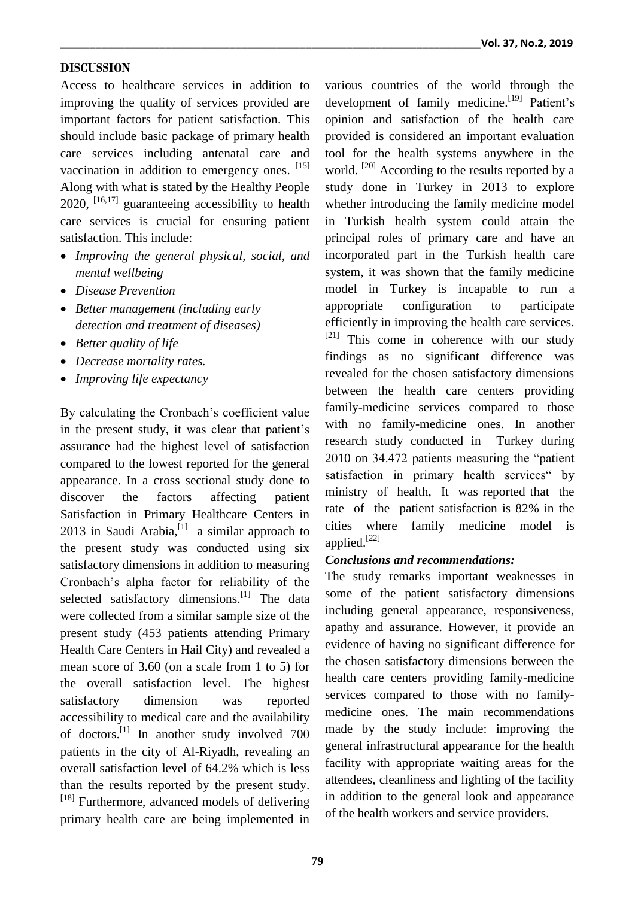## DISCUSSION

Access to healthcare services in addition to improving the quality of services provided are important factors for patient satisfaction. This should include basic package of primary health care services including antenatal care and vaccination in addition to emergency ones. [15] Along with what is stated by the Healthy People 2020, [16,17] guaranteeing accessibility to health care services is crucial for ensuring patient satisfaction. This include:

- *Improving the general physical, social, and mental wellbeing*
- *Disease Prevention*
- *Better management (including early detection and treatment of diseases)*
- *Better quality of life*
- *Decrease mortality rates.*
- *Improving life expectancy*

By calculating the Cronbach's coefficient value in the present study, it was clear that patient's assurance had the highest level of satisfaction compared to the lowest reported for the general appearance. In a cross sectional study done to discover the factors affecting patient Satisfaction in Primary Healthcare Centers in 2013 in Saudi Arabia,[1] a similar approach to the present study was conducted using six satisfactory dimensions in addition to measuring Cronbach's alpha factor for reliability of the selected satisfactory dimensions.[1] The data were collected from a similar sample size of the present study (453 patients attending Primary Health Care Centers in Hail City) and revealed a mean score of 3.60 (on a scale from 1 to 5) for the overall satisfaction level. The highest satisfactory dimension was reported accessibility to medical care and the availability of doctors.[1] In another study involved 700 patients in the city of Al-Riyadh, revealing an overall satisfaction level of 64.2% which is less than the results reported by the present study. [18] Furthermore, advanced models of delivering primary health care are being implemented in various countries of the world through the development of family medicine.[19] Patient's opinion and satisfaction of the health care provided is considered an important evaluation tool for the health systems anywhere in the world. [20] According to the results reported by a study done in Turkey in 2013 to explore whether introducing the family medicine model in Turkish health system could attain the principal roles of primary care and have an incorporated part in the Turkish health care system, it was shown that the family medicine model in Turkey is incapable to run a appropriate configuration to participate efficiently in improving the health care services. [21] This come in coherence with our study findings as no significant difference was revealed for the chosen satisfactory dimensions between the health care centers providing family-medicine services compared to those with no family-medicine ones. In another research study conducted in Turkey during 2010 on 34.472 patients measuring the "patient satisfaction in primary health services" by ministry of health, It was reported that the rate of the patient satisfaction is 82% in the cities where family medicine model is applied.[22]

### *Conclusions and recommendations:*

The study remarks important weaknesses in some of the patient satisfactory dimensions including general appearance, responsiveness, apathy and assurance. However, it provide an evidence of having no significant difference for the chosen satisfactory dimensions between the health care centers providing family-medicine services compared to those with no family-medicine ones. The main recommendations made by the study include: improving the general infrastructural appearance for the health facility with appropriate waiting areas for the attendees, cleanliness and lighting of the facility in addition to the general look and appearance of the health workers and service providers.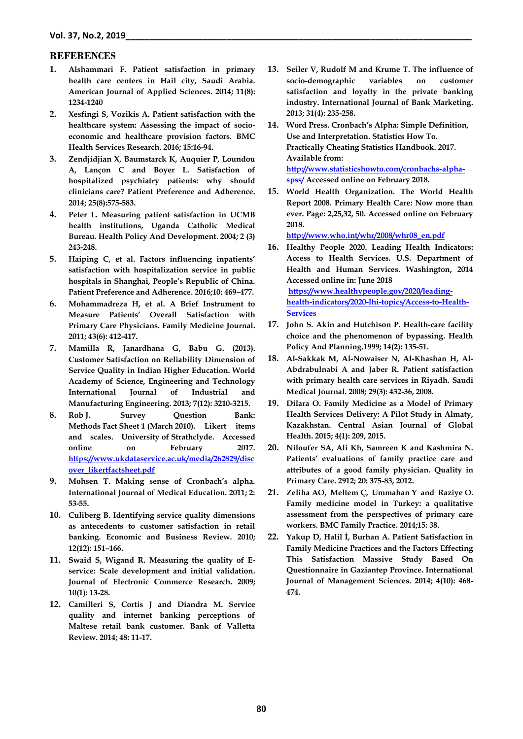## REFERENCES

1. Alshammari F. Patient satisfaction in primary health care centers in Hail city, Saudi Arabia. American Journal of Applied Sciences. 2014; 11(8): 1234-1240
2. Xesfingi S, Vozikis A. Patient satisfaction with the healthcare system: Assessing the impact of socio-economic and healthcare provision factors. BMC Health Services Research. 2016; 15:16-94.
3. Zendjidjian X, Baumstarck K, Auquier P, Loundou A, Lançon C and Boyer L. Satisfaction of hospitalized psychiatry patients: why should clinicians care? Patient Preference and Adherence. 2014; 25(8):575-583.
4. Peter L. Measuring patient satisfaction in UCMB health institutions, Uganda Catholic Medical Bureau. Health Policy And Development. 2004; 2 (3) 243-248.
5. Haiping C, et al. Factors influencing inpatients' satisfaction with hospitalization service in public hospitals in Shanghai, People's Republic of China. Patient Preference and Adherence. 2016;10: 469–477.
6. Mohammadreza H, et al. A Brief Instrument to Measure Patients' Overall Satisfaction with Primary Care Physicians. Family Medicine Journal. 2011; 43(6): 412-417.
7. Mamilla R, Janardhana G, Babu G. (2013). Customer Satisfaction on Reliability Dimension of Service Quality in Indian Higher Education. World Academy of Science, Engineering and Technology International Journal of Industrial and Manufacturing Engineering. 2013; 7(12): 3210-3215.
8. Rob J. Survey Question Bank: Methods Fact Sheet 1 (March 2010). Likert items and scales. University of Strathclyde. Accessed online on February 2017. https://www.ukdataservice.ac.uk/media/262829/discover_likertfactsheet.pdf
9. Mohsen T. Making sense of Cronbach's alpha. International Journal of Medical Education. 2011; 2: 53-55.
10. Culiberg B. Identifying service quality dimensions as antecedents to customer satisfaction in retail banking. Economic and Business Review. 2010; 12(12): 151–166.
11. Swaid S, Wigand R. Measuring the quality of E-service: Scale development and initial validation. Journal of Electronic Commerce Research. 2009; 10(1): 13-28.
12. Camilleri S, Cortis J and Diandra M. Service quality and internet banking perceptions of Maltese retail bank customer. Bank of Valletta Review. 2014; 48: 11-17.
13. Seiler V, Rudolf M and Krume T. The influence of socio-demographic variables on customer satisfaction and loyalty in the private banking industry. International Journal of Bank Marketing. 2013; 31(4): 235-258.
14. Word Press. Cronbach's Alpha: Simple Definition, Use and Interpretation. Statistics How To. Practically Cheating Statistics Handbook. 2017. Available from: http://www.statisticshowto.com/cronbachs-alpha-spss/ Accessed online on February 2018.
15. World Health Organization. The World Health Report 2008. Primary Health Care: Now more than ever. Page: 2,25,32, 50. Accessed online on February 2018. http://www.who.int/whr/2008/whr08_en.pdf
16. Healthy People 2020. Leading Health Indicators: Access to Health Services. U.S. Department of Health and Human Services. Washington, 2014 Accessed online in: June 2018 https://www.healthypeople.gov/2020/leading-health-indicators/2020-lhi-topics/Access-to-Health-Services
17. John S. Akin and Hutchison P. Health-care facility choice and the phenomenon of bypassing. Health Policy And Planning.1999; 14(2): 135-51.
18. Al-Sakkak M, Al-Nowaiser N, Al-Khashan H, Al-Abdrabulnabi A and Jaber R. Patient satisfaction with primary health care services in Riyadh. Saudi Medical Journal. 2008; 29(3): 432-36, 2008.
19. Dilara O. Family Medicine as a Model of Primary Health Services Delivery: A Pilot Study in Almaty, Kazakhstan. Central Asian Journal of Global Health. 2015; 4(1): 209, 2015.
20. Niloufer SA, Ali Kh, Samreen K and Kashmira N. Patients' evaluations of family practice care and attributes of a good family physician. Quality in Primary Care. 2912; 20: 375-83, 2012.
21. Zeliha AO, Meltem Ç, Ummahan Y and Raziye O. Family medicine model in Turkey: a qualitative assessment from the perspectives of primary care workers. BMC Family Practice. 2014;15: 38.
22. Yakup D, Halil İ, Burhan A. Patient Satisfaction in Family Medicine Practices and the Factors Effecting This Satisfaction Massive Study Based On Questionnaire in Gaziantep Province. International Journal of Management Sciences. 2014; 4(10): 468-474.